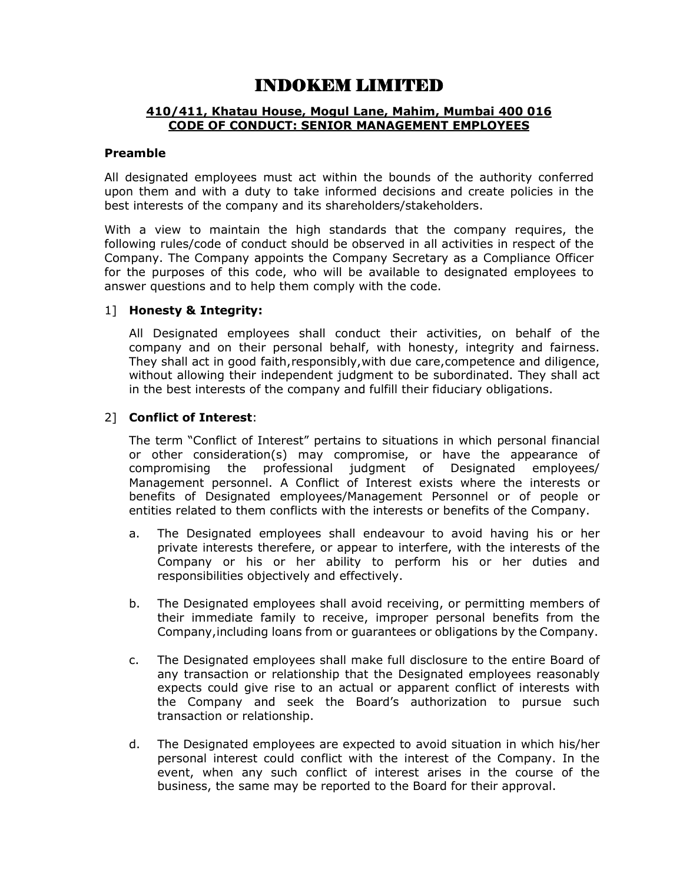# INDOKEM LIMITED

**410/411, Khatau House, Mogul Lane, Mahim, Mumbai 400 016**
**CODE OF CONDUCT: SENIOR MANAGEMENT EMPLOYEES**

### Preamble

All designated employees must act within the bounds of the authority conferred upon them and with a duty to take informed decisions and create policies in the best interests of the company and its shareholders/stakeholders.

With a view to maintain the high standards that the company requires, the following rules/code of conduct should be observed in all activities in respect of the Company. The Company appoints the Company Secretary as a Compliance Officer for the purposes of this code, who will be available to designated employees to answer questions and to help them comply with the code.

1] **Honesty & Integrity:**

All Designated employees shall conduct their activities, on behalf of the company and on their personal behalf, with honesty, integrity and fairness. They shall act in good faith,responsibly,with due care,competence and diligence, without allowing their independent judgment to be subordinated. They shall act in the best interests of the company and fulfill their fiduciary obligations.

2] **Conflict of Interest**:

The term "Conflict of Interest" pertains to situations in which personal financial or other consideration(s) may compromise, or have the appearance of compromising the professional judgment of Designated employees/ Management personnel. A Conflict of Interest exists where the interests or benefits of Designated employees/Management Personnel or of people or entities related to them conflicts with the interests or benefits of the Company.

a. The Designated employees shall endeavour to avoid having his or her private interests therefere, or appear to interfere, with the interests of the Company or his or her ability to perform his or her duties and responsibilities objectively and effectively.

b. The Designated employees shall avoid receiving, or permitting members of their immediate family to receive, improper personal benefits from the Company,including loans from or guarantees or obligations by the Company.

c. The Designated employees shall make full disclosure to the entire Board of any transaction or relationship that the Designated employees reasonably expects could give rise to an actual or apparent conflict of interests with the Company and seek the Board's authorization to pursue such transaction or relationship.

d. The Designated employees are expected to avoid situation in which his/her personal interest could conflict with the interest of the Company. In the event, when any such conflict of interest arises in the course of the business, the same may be reported to the Board for their approval.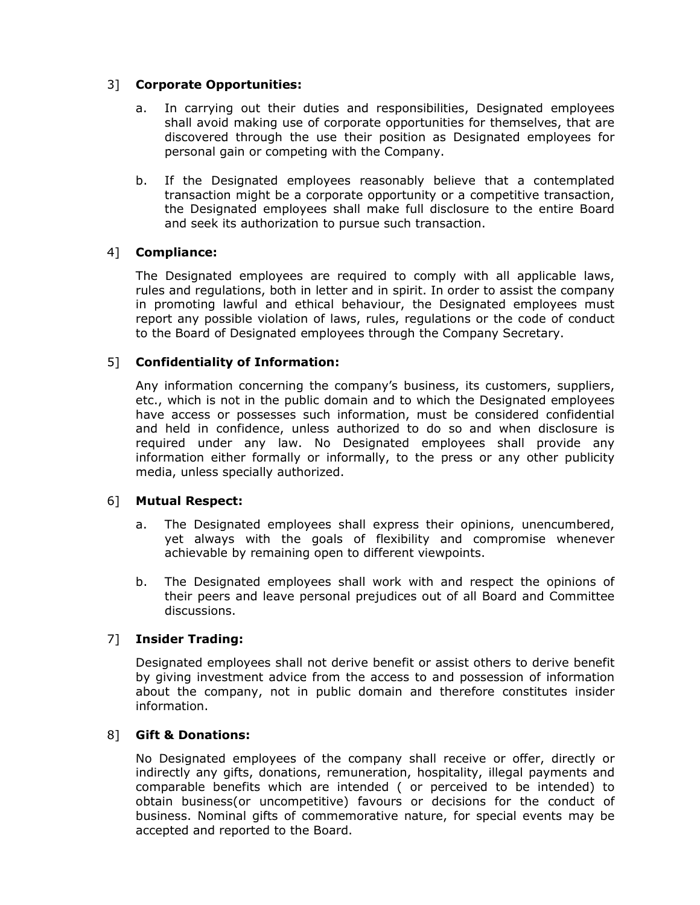3] **Corporate Opportunities:**

a. In carrying out their duties and responsibilities, Designated employees shall avoid making use of corporate opportunities for themselves, that are discovered through the use their position as Designated employees for personal gain or competing with the Company.

b. If the Designated employees reasonably believe that a contemplated transaction might be a corporate opportunity or a competitive transaction, the Designated employees shall make full disclosure to the entire Board and seek its authorization to pursue such transaction.

4] **Compliance:**

The Designated employees are required to comply with all applicable laws, rules and regulations, both in letter and in spirit. In order to assist the company in promoting lawful and ethical behaviour, the Designated employees must report any possible violation of laws, rules, regulations or the code of conduct to the Board of Designated employees through the Company Secretary.

5] **Confidentiality of Information:**

Any information concerning the company's business, its customers, suppliers, etc., which is not in the public domain and to which the Designated employees have access or possesses such information, must be considered confidential and held in confidence, unless authorized to do so and when disclosure is required under any law. No Designated employees shall provide any information either formally or informally, to the press or any other publicity media, unless specially authorized.

6] **Mutual Respect:**

a. The Designated employees shall express their opinions, unencumbered, yet always with the goals of flexibility and compromise whenever achievable by remaining open to different viewpoints.

b. The Designated employees shall work with and respect the opinions of their peers and leave personal prejudices out of all Board and Committee discussions.

7] **Insider Trading:**

Designated employees shall not derive benefit or assist others to derive benefit by giving investment advice from the access to and possession of information about the company, not in public domain and therefore constitutes insider information.

8] **Gift & Donations:**

No Designated employees of the company shall receive or offer, directly or indirectly any gifts, donations, remuneration, hospitality, illegal payments and comparable benefits which are intended ( or perceived to be intended) to obtain business(or uncompetitive) favours or decisions for the conduct of business. Nominal gifts of commemorative nature, for special events may be accepted and reported to the Board.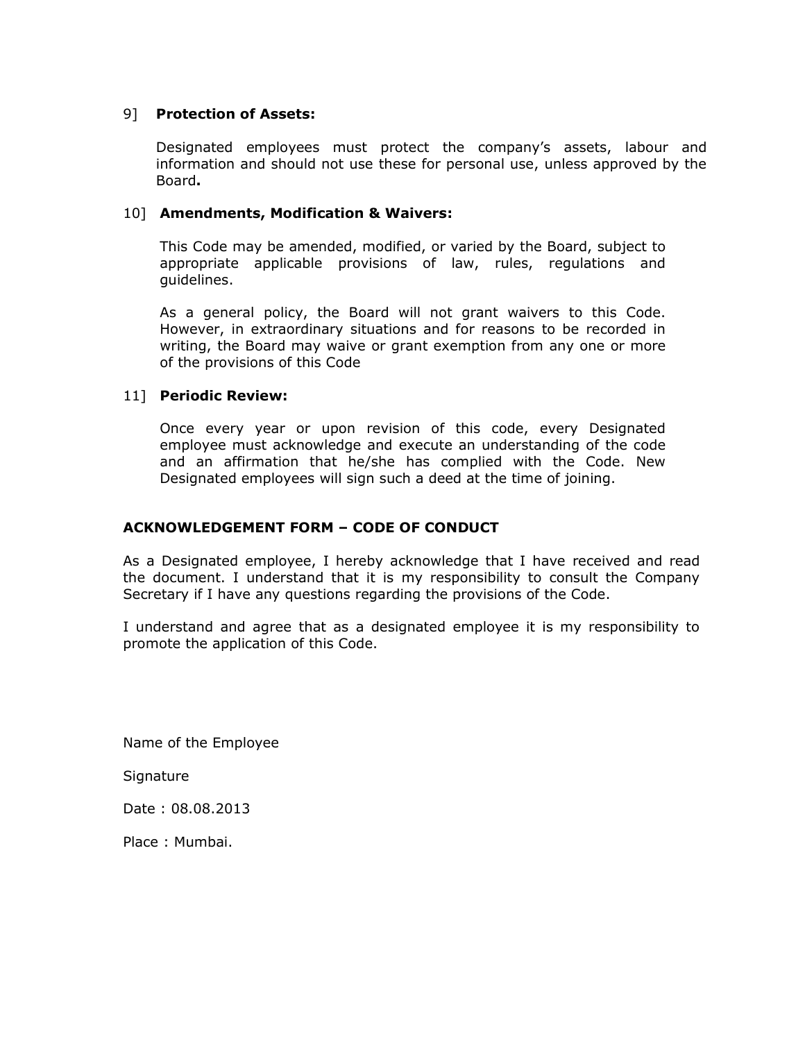9] **Protection of Assets:**

Designated employees must protect the company's assets, labour and information and should not use these for personal use, unless approved by the Board**.**

10] **Amendments, Modification & Waivers:**

This Code may be amended, modified, or varied by the Board, subject to appropriate applicable provisions of law, rules, regulations and guidelines.

As a general policy, the Board will not grant waivers to this Code. However, in extraordinary situations and for reasons to be recorded in writing, the Board may waive or grant exemption from any one or more of the provisions of this Code

11] **Periodic Review:**

Once every year or upon revision of this code, every Designated employee must acknowledge and execute an understanding of the code and an affirmation that he/she has complied with the Code. New Designated employees will sign such a deed at the time of joining.

**ACKNOWLEDGEMENT FORM – CODE OF CONDUCT**

As a Designated employee, I hereby acknowledge that I have received and read the document. I understand that it is my responsibility to consult the Company Secretary if I have any questions regarding the provisions of the Code.

I understand and agree that as a designated employee it is my responsibility to promote the application of this Code.

Name of the Employee

Signature

Date : 08.08.2013

Place : Mumbai.